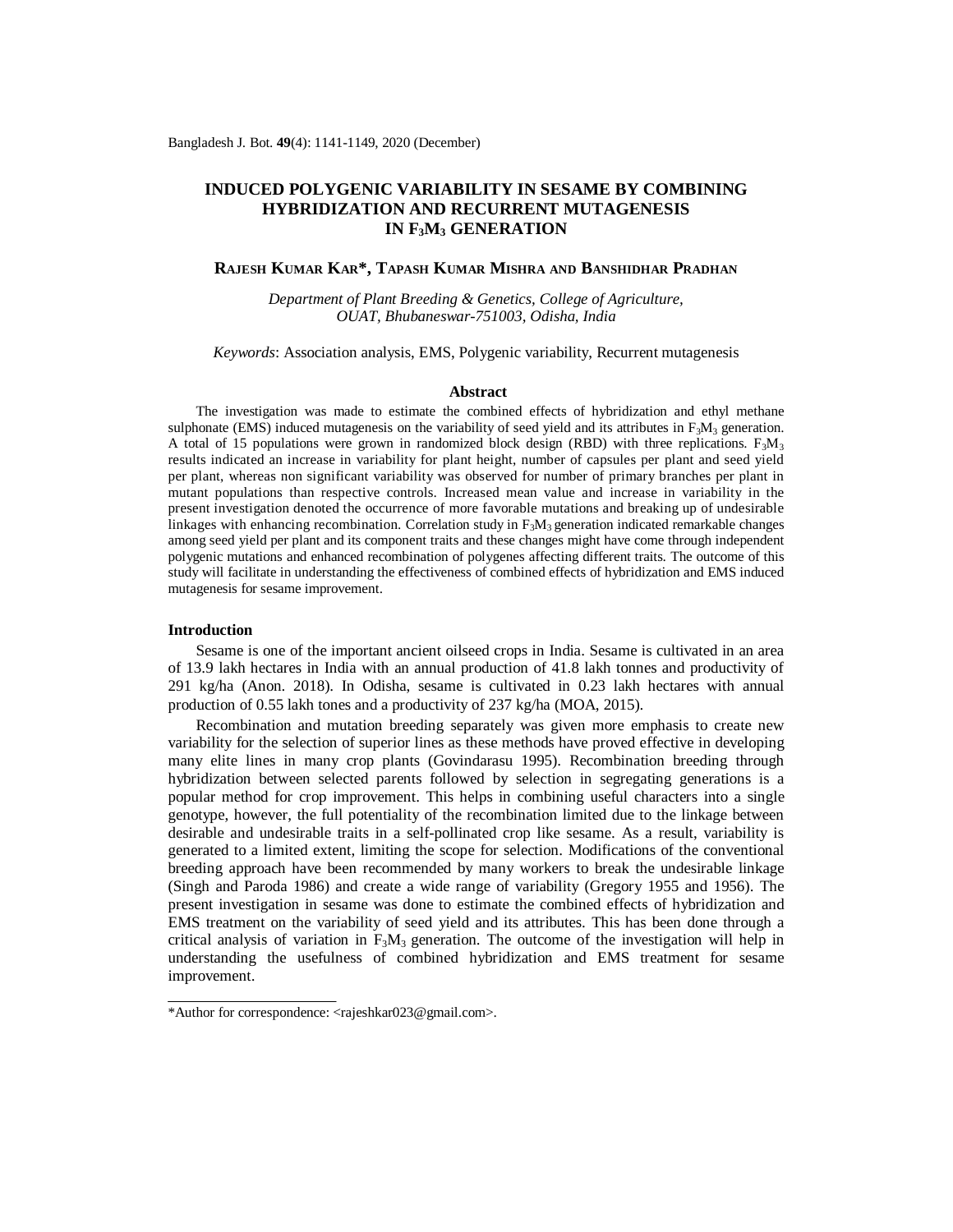# INDUCED POLYGENIC VARIABILITY IN SESAME BY COMBINING HYBRIDIZATION AND RECURRENT MUTAGENESIS IN $F_3M_3$ GENERATION

**RAJESH KUMAR KAR*, TAPASH KUMAR MISHRA AND BANSHIDHAR PRADHAN**

*Department of Plant Breeding & Genetics, College of Agriculture, OUAT, Bhubaneswar-751003, Odisha, India*

*Keywords*: Association analysis, EMS, Polygenic variability, Recurrent mutagenesis

## Abstract

The investigation was made to estimate the combined effects of hybridization and ethyl methane sulphonate (EMS) induced mutagenesis on the variability of seed yield and its attributes in $F_3M_3$ generation. A total of 15 populations were grown in randomized block design (RBD) with three replications. $F_3M_3$ results indicated an increase in variability for plant height, number of capsules per plant and seed yield per plant, whereas non significant variability was observed for number of primary branches per plant in mutant populations than respective controls. Increased mean value and increase in variability in the present investigation denoted the occurrence of more favorable mutations and breaking up of undesirable linkages with enhancing recombination. Correlation study in $F_3M_3$ generation indicated remarkable changes among seed yield per plant and its component traits and these changes might have come through independent polygenic mutations and enhanced recombination of polygenes affecting different traits. The outcome of this study will facilitate in understanding the effectiveness of combined effects of hybridization and EMS induced mutagenesis for sesame improvement.

### Introduction

Sesame is one of the important ancient oilseed crops in India. Sesame is cultivated in an area of 13.9 lakh hectares in India with an annual production of 41.8 lakh tonnes and productivity of 291 kg/ha (Anon. 2018). In Odisha, sesame is cultivated in 0.23 lakh hectares with annual production of 0.55 lakh tones and a productivity of 237 kg/ha (MOA, 2015).

Recombination and mutation breeding separately was given more emphasis to create new variability for the selection of superior lines as these methods have proved effective in developing many elite lines in many crop plants (Govindarasu 1995). Recombination breeding through hybridization between selected parents followed by selection in segregating generations is a popular method for crop improvement. This helps in combining useful characters into a single genotype, however, the full potentiality of the recombination limited due to the linkage between desirable and undesirable traits in a self-pollinated crop like sesame. As a result, variability is generated to a limited extent, limiting the scope for selection. Modifications of the conventional breeding approach have been recommended by many workers to break the undesirable linkage (Singh and Paroda 1986) and create a wide range of variability (Gregory 1955 and 1956). The present investigation in sesame was done to estimate the combined effects of hybridization and EMS treatment on the variability of seed yield and its attributes. This has been done through a critical analysis of variation in $F_3M_3$ generation. The outcome of the investigation will help in understanding the usefulness of combined hybridization and EMS treatment for sesame improvement.

*Author for correspondence: <rajeshkar023@gmail.com>.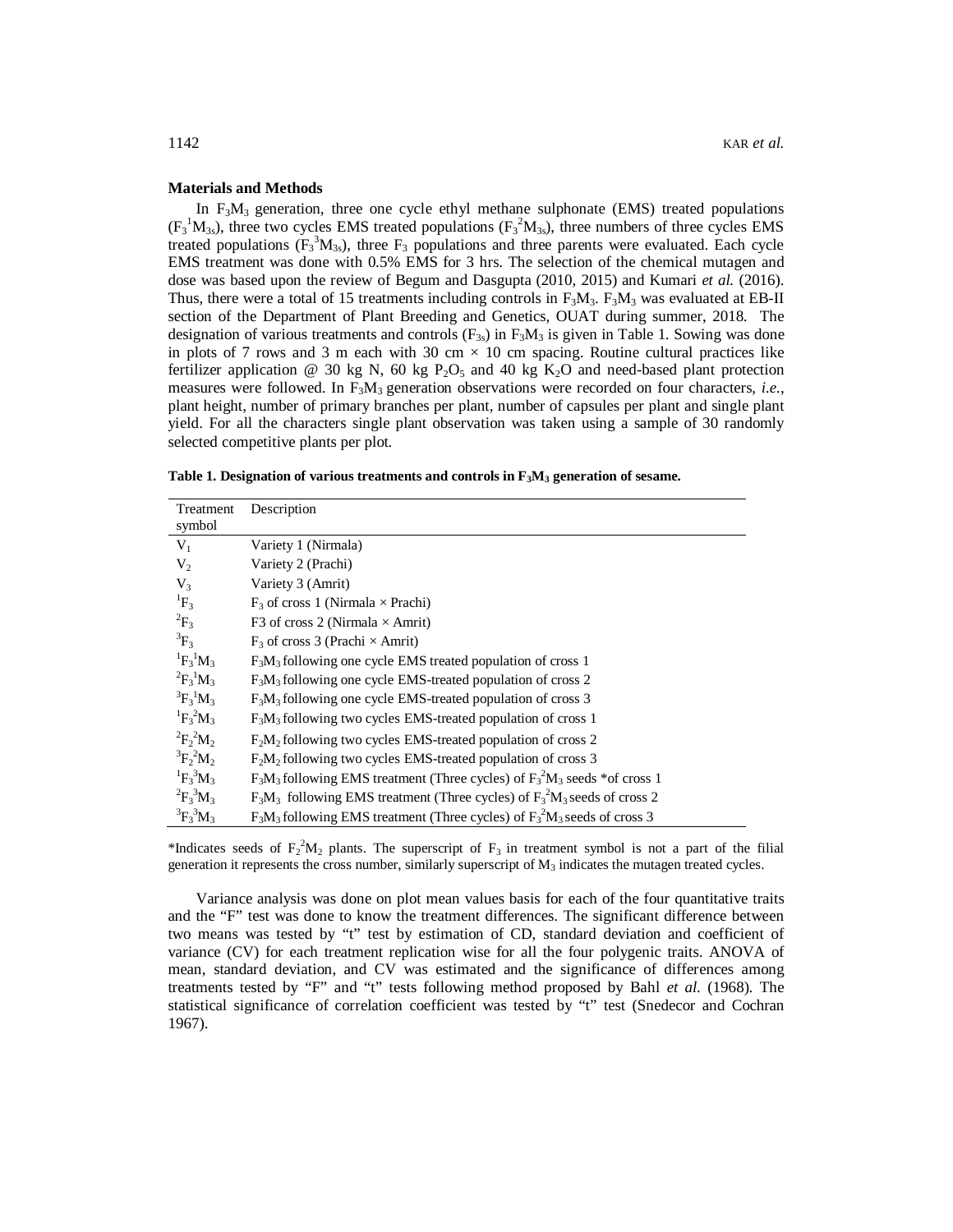**Materials and Methods**

In $F_3M_3$ generation, three one cycle ethyl methane sulphonate (EMS) treated populations ($F_3{}^1M_{3s}$), three two cycles EMS treated populations ($F_3{}^2M_{3s}$), three numbers of three cycles EMS treated populations ($F_3{}^3M_{3s}$), three $F_3$ populations and three parents were evaluated. Each cycle EMS treatment was done with 0.5% EMS for 3 hrs. The selection of the chemical mutagen and dose was based upon the review of Begum and Dasgupta (2010, 2015) and Kumari *et al.* (2016). Thus, there were a total of 15 treatments including controls in $F_3M_3$. $F_3M_3$ was evaluated at EB-II section of the Department of Plant Breeding and Genetics, OUAT during summer, 2018. The designation of various treatments and controls ($F_{3s}$) in $F_3M_3$ is given in Table 1. Sowing was done in plots of 7 rows and 3 m each with 30 cm × 10 cm spacing. Routine cultural practices like fertilizer application @ 30 kg N, 60 kg $P_2O_5$ and 40 kg $K_2O$ and need-based plant protection measures were followed. In $F_3M_3$ generation observations were recorded on four characters, *i.e.*, plant height, number of primary branches per plant, number of capsules per plant and single plant yield. For all the characters single plant observation was taken using a sample of 30 randomly selected competitive plants per plot.

**Table 1. Designation of various treatments and controls in $F_3M_3$ generation of sesame.**

| Treatment symbol | Description |
|---|---|
| $V_1$ | Variety 1 (Nirmala) |
| $V_2$ | Variety 2 (Prachi) |
| $V_3$ | Variety 3 (Amrit) |
| ${}^1F_3$ | $F_3$ of cross 1 (Nirmala × Prachi) |
| ${}^2F_3$ | F3 of cross 2 (Nirmala × Amrit) |
| ${}^3F_3$ | $F_3$ of cross 3 (Prachi × Amrit) |
| ${}^1F_3{}^1M_3$ | $F_3M_3$ following one cycle EMS treated population of cross 1 |
| ${}^2F_3{}^1M_3$ | $F_3M_3$ following one cycle EMS-treated population of cross 2 |
| ${}^3F_3{}^1M_3$ | $F_3M_3$ following one cycle EMS-treated population of cross 3 |
| ${}^1F_3{}^2M_3$ | $F_3M_3$ following two cycles EMS-treated population of cross 1 |
| ${}^2F_2{}^2M_2$ | $F_2M_2$ following two cycles EMS-treated population of cross 2 |
| ${}^3F_2{}^2M_2$ | $F_2M_2$ following two cycles EMS-treated population of cross 3 |
| ${}^1F_3{}^3M_3$ | $F_3M_3$ following EMS treatment (Three cycles) of $F_3{}^2M_3$ seeds *of cross 1 |
| ${}^2F_3{}^3M_3$ | $F_3M_3$ following EMS treatment (Three cycles) of $F_3{}^2M_3$ seeds of cross 2 |
| ${}^3F_3{}^3M_3$ | $F_3M_3$ following EMS treatment (Three cycles) of $F_3{}^2M_3$ seeds of cross 3 |

*Indicates seeds of $F_2{}^2M_2$ plants. The superscript of $F_3$ in treatment symbol is not a part of the filial generation it represents the cross number, similarly superscript of $M_3$ indicates the mutagen treated cycles.

Variance analysis was done on plot mean values basis for each of the four quantitative traits and the "F" test was done to know the treatment differences. The significant difference between two means was tested by "t" test by estimation of CD, standard deviation and coefficient of variance (CV) for each treatment replication wise for all the four polygenic traits. ANOVA of mean, standard deviation, and CV was estimated and the significance of differences among treatments tested by "F" and "t" tests following method proposed by Bahl *et al.* (1968). The statistical significance of correlation coefficient was tested by "t" test (Snedecor and Cochran 1967).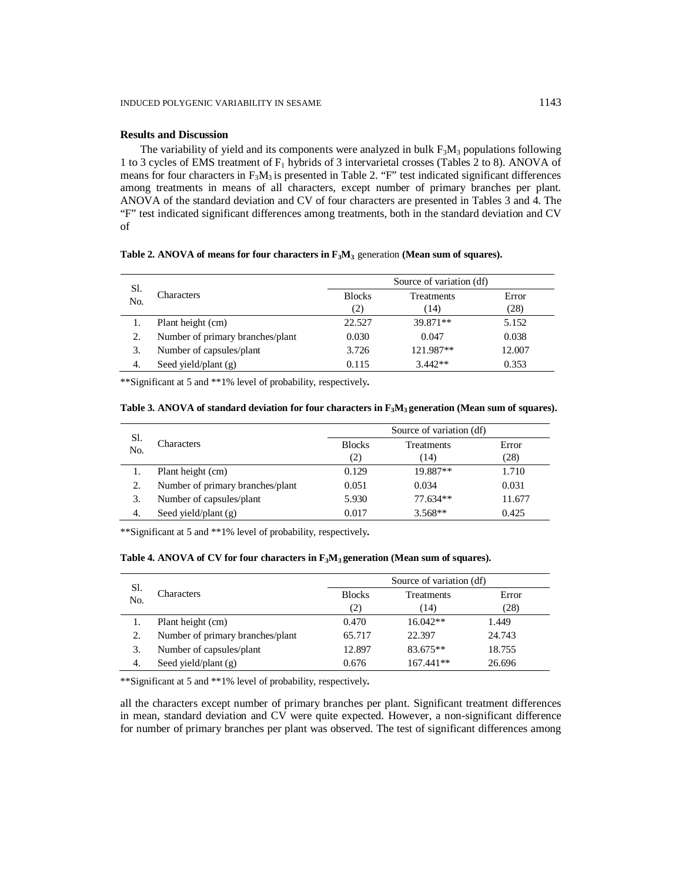**Results and Discussion**

The variability of yield and its components were analyzed in bulk $F_3M_3$ populations following 1 to 3 cycles of EMS treatment of $F_1$ hybrids of 3 intervarietal crosses (Tables 2 to 8). ANOVA of means for four characters in $F_3M_3$ is presented in Table 2. "F" test indicated significant differences among treatments in means of all characters, except number of primary branches per plant. ANOVA of the standard deviation and CV of four characters are presented in Tables 3 and 4. The "F" test indicated significant differences among treatments, both in the standard deviation and CV of all the characters except number of primary branches per plant. Significant treatment differences in mean, standard deviation and CV were quite expected. However, a non-significant difference for number of primary branches per plant was observed. The test of significant differences among

**Table 2. ANOVA of means for four characters in $F_3M_3$ generation (Mean sum of squares).**

| Sl. No. | Characters | Source of variation (df) | | |
|---|---|---|---|---|
| | | Blocks (2) | Treatments (14) | Error (28) |
| 1. | Plant height (cm) | 22.527 | 39.871** | 5.152 |
| 2. | Number of primary branches/plant | 0.030 | 0.047 | 0.038 |
| 3. | Number of capsules/plant | 3.726 | 121.987** | 12.007 |
| 4. | Seed yield/plant (g) | 0.115 | 3.442** | 0.353 |

**Significant at 5 and **1% level of probability, respectively.

**Table 3. ANOVA of standard deviation for four characters in $F_3M_3$ generation (Mean sum of squares).**

| Sl. No. | Characters | Source of variation (df) | | |
|---|---|---|---|---|
| | | Blocks (2) | Treatments (14) | Error (28) |
| 1. | Plant height (cm) | 0.129 | 19.887** | 1.710 |
| 2. | Number of primary branches/plant | 0.051 | 0.034 | 0.031 |
| 3. | Number of capsules/plant | 5.930 | 77.634** | 11.677 |
| 4. | Seed yield/plant (g) | 0.017 | 3.568** | 0.425 |

**Significant at 5 and **1% level of probability, respectively.

**Table 4. ANOVA of CV for four characters in $F_3M_3$ generation (Mean sum of squares).**

| Sl. No. | Characters | Source of variation (df) | | |
|---|---|---|---|---|
| | | Blocks (2) | Treatments (14) | Error (28) |
| 1. | Plant height (cm) | 0.470 | 16.042** | 1.449 |
| 2. | Number of primary branches/plant | 65.717 | 22.397 | 24.743 |
| 3. | Number of capsules/plant | 12.897 | 83.675** | 18.755 |
| 4. | Seed yield/plant (g) | 0.676 | 167.441** | 26.696 |

**Significant at 5 and **1% level of probability, respectively.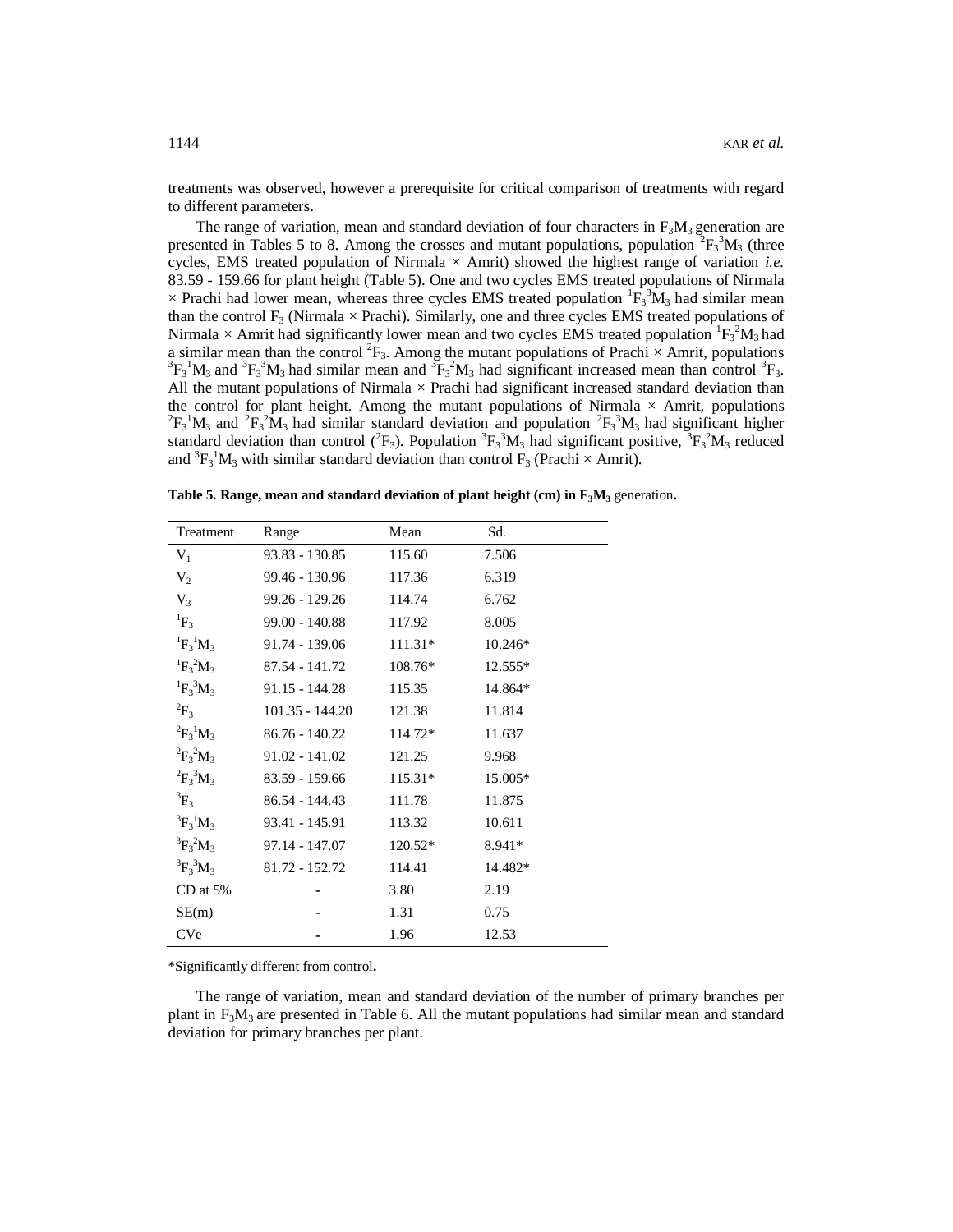treatments was observed, however a prerequisite for critical comparison of treatments with regard to different parameters.

The range of variation, mean and standard deviation of four characters in $F_3M_3$ generation are presented in Tables 5 to 8. Among the crosses and mutant populations, population ${}^2F_3{}^3M_3$ (three cycles, EMS treated population of Nirmala × Amrit) showed the highest range of variation *i.e.* 83.59 - 159.66 for plant height (Table 5). One and two cycles EMS treated populations of Nirmala × Prachi had lower mean, whereas three cycles EMS treated population ${}^1F_3{}^3M_3$ had similar mean than the control $F_3$ (Nirmala × Prachi). Similarly, one and three cycles EMS treated populations of Nirmala × Amrit had significantly lower mean and two cycles EMS treated population ${}^1F_3{}^2M_3$ had a similar mean than the control ${}^2F_3$. Among the mutant populations of Prachi × Amrit, populations ${}^3F_3{}^1M_3$ and ${}^3F_3{}^3M_3$ had similar mean and ${}^3F_3{}^2M_3$ had significant increased mean than control ${}^3F_3$. All the mutant populations of Nirmala × Prachi had significant increased standard deviation than the control for plant height. Among the mutant populations of Nirmala × Amrit, populations ${}^2F_3{}^1M_3$ and ${}^2F_3{}^2M_3$ had similar standard deviation and population ${}^2F_3{}^3M_3$ had significant higher standard deviation than control (${}^2F_3$). Population ${}^3F_3{}^3M_3$ had significant positive, ${}^3F_3{}^2M_3$ reduced and ${}^3F_3{}^1M_3$ with similar standard deviation than control $F_3$ (Prachi × Amrit).

**Table 5. Range, mean and standard deviation of plant height (cm) in $F_3M_3$** generation**.**

| Treatment | Range | Mean | Sd. |
|---|---|---|---|
| $V_1$ | 93.83 - 130.85 | 115.60 | 7.506 |
| $V_2$ | 99.46 - 130.96 | 117.36 | 6.319 |
| $V_3$ | 99.26 - 129.26 | 114.74 | 6.762 |
| ${}^1F_3$ | 99.00 - 140.88 | 117.92 | 8.005 |
| ${}^1F_3{}^1M_3$ | 91.74 - 139.06 | 111.31* | 10.246* |
| ${}^1F_3{}^2M_3$ | 87.54 - 141.72 | 108.76* | 12.555* |
| ${}^1F_3{}^3M_3$ | 91.15 - 144.28 | 115.35 | 14.864* |
| ${}^2F_3$ | 101.35 - 144.20 | 121.38 | 11.814 |
| ${}^2F_3{}^1M_3$ | 86.76 - 140.22 | 114.72* | 11.637 |
| ${}^2F_3{}^2M_3$ | 91.02 - 141.02 | 121.25 | 9.968 |
| ${}^2F_3{}^3M_3$ | 83.59 - 159.66 | 115.31* | 15.005* |
| ${}^3F_3$ | 86.54 - 144.43 | 111.78 | 11.875 |
| ${}^3F_3{}^1M_3$ | 93.41 - 145.91 | 113.32 | 10.611 |
| ${}^3F_3{}^2M_3$ | 97.14 - 147.07 | 120.52* | 8.941* |
| ${}^3F_3{}^3M_3$ | 81.72 - 152.72 | 114.41 | 14.482* |
| CD at 5% | - | 3.80 | 2.19 |
| SE(m) | - | 1.31 | 0.75 |
| CVe | - | 1.96 | 12.53 |

*Significantly different from control**.**

The range of variation, mean and standard deviation of the number of primary branches per plant in $F_3M_3$ are presented in Table 6. All the mutant populations had similar mean and standard deviation for primary branches per plant.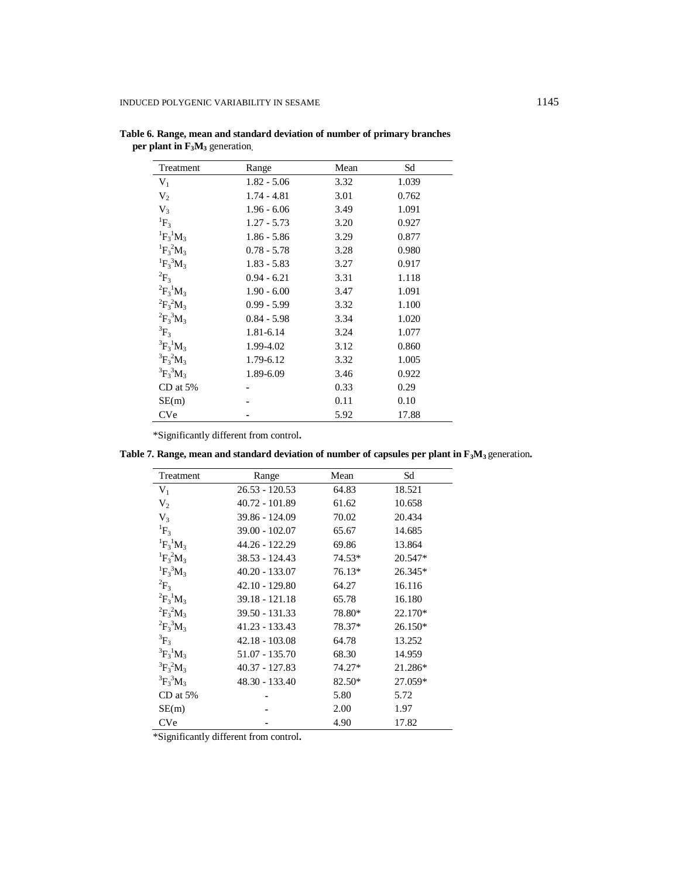**Table 6. Range, mean and standard deviation of number of primary branches per plant in $F_3M_3$ generation.**

| Treatment | Range | Mean | Sd |
|---|---|---|---|
| $V_1$ | 1.82 - 5.06 | 3.32 | 1.039 |
| $V_2$ | 1.74 - 4.81 | 3.01 | 0.762 |
| $V_3$ | 1.96 - 6.06 | 3.49 | 1.091 |
| $^1F_3$ | 1.27 - 5.73 | 3.20 | 0.927 |
| $^1F_3{}^1M_3$ | 1.86 - 5.86 | 3.29 | 0.877 |
| $^1F_3{}^2M_3$ | 0.78 - 5.78 | 3.28 | 0.980 |
| $^1F_3{}^3M_3$ | 1.83 - 5.83 | 3.27 | 0.917 |
| $^2F_3$ | 0.94 - 6.21 | 3.31 | 1.118 |
| $^2F_3{}^1M_3$ | 1.90 - 6.00 | 3.47 | 1.091 |
| $^2F_3{}^2M_3$ | 0.99 - 5.99 | 3.32 | 1.100 |
| $^2F_3{}^3M_3$ | 0.84 - 5.98 | 3.34 | 1.020 |
| $^3F_3$ | 1.81-6.14 | 3.24 | 1.077 |
| $^3F_3{}^1M_3$ | 1.99-4.02 | 3.12 | 0.860 |
| $^3F_3{}^2M_3$ | 1.79-6.12 | 3.32 | 1.005 |
| $^3F_3{}^3M_3$ | 1.89-6.09 | 3.46 | 0.922 |
| CD at 5% | - | 0.33 | 0.29 |
| SE(m) | - | 0.11 | 0.10 |
| CVe | - | 5.92 | 17.88 |

*Significantly different from control.

**Table 7. Range, mean and standard deviation of number of capsules per plant in $F_3M_3$ generation.**

| Treatment | Range | Mean | Sd |
|---|---|---|---|
| $V_1$ | 26.53 - 120.53 | 64.83 | 18.521 |
| $V_2$ | 40.72 - 101.89 | 61.62 | 10.658 |
| $V_3$ | 39.86 - 124.09 | 70.02 | 20.434 |
| $^1F_3$ | 39.00 - 102.07 | 65.67 | 14.685 |
| $^1F_3{}^1M_3$ | 44.26 - 122.29 | 69.86 | 13.864 |
| $^1F_3{}^2M_3$ | 38.53 - 124.43 | 74.53* | 20.547* |
| $^1F_3{}^3M_3$ | 40.20 - 133.07 | 76.13* | 26.345* |
| $^2F_3$ | 42.10 - 129.80 | 64.27 | 16.116 |
| $^2F_3{}^1M_3$ | 39.18 - 121.18 | 65.78 | 16.180 |
| $^2F_3{}^2M_3$ | 39.50 - 131.33 | 78.80* | 22.170* |
| $^2F_3{}^3M_3$ | 41.23 - 133.43 | 78.37* | 26.150* |
| $^3F_3$ | 42.18 - 103.08 | 64.78 | 13.252 |
| $^3F_3{}^1M_3$ | 51.07 - 135.70 | 68.30 | 14.959 |
| $^3F_3{}^2M_3$ | 40.37 - 127.83 | 74.27* | 21.286* |
| $^3F_3{}^3M_3$ | 48.30 - 133.40 | 82.50* | 27.059* |
| CD at 5% | - | 5.80 | 5.72 |
| SE(m) | - | 2.00 | 1.97 |
| CVe | - | 4.90 | 17.82 |

*Significantly different from control.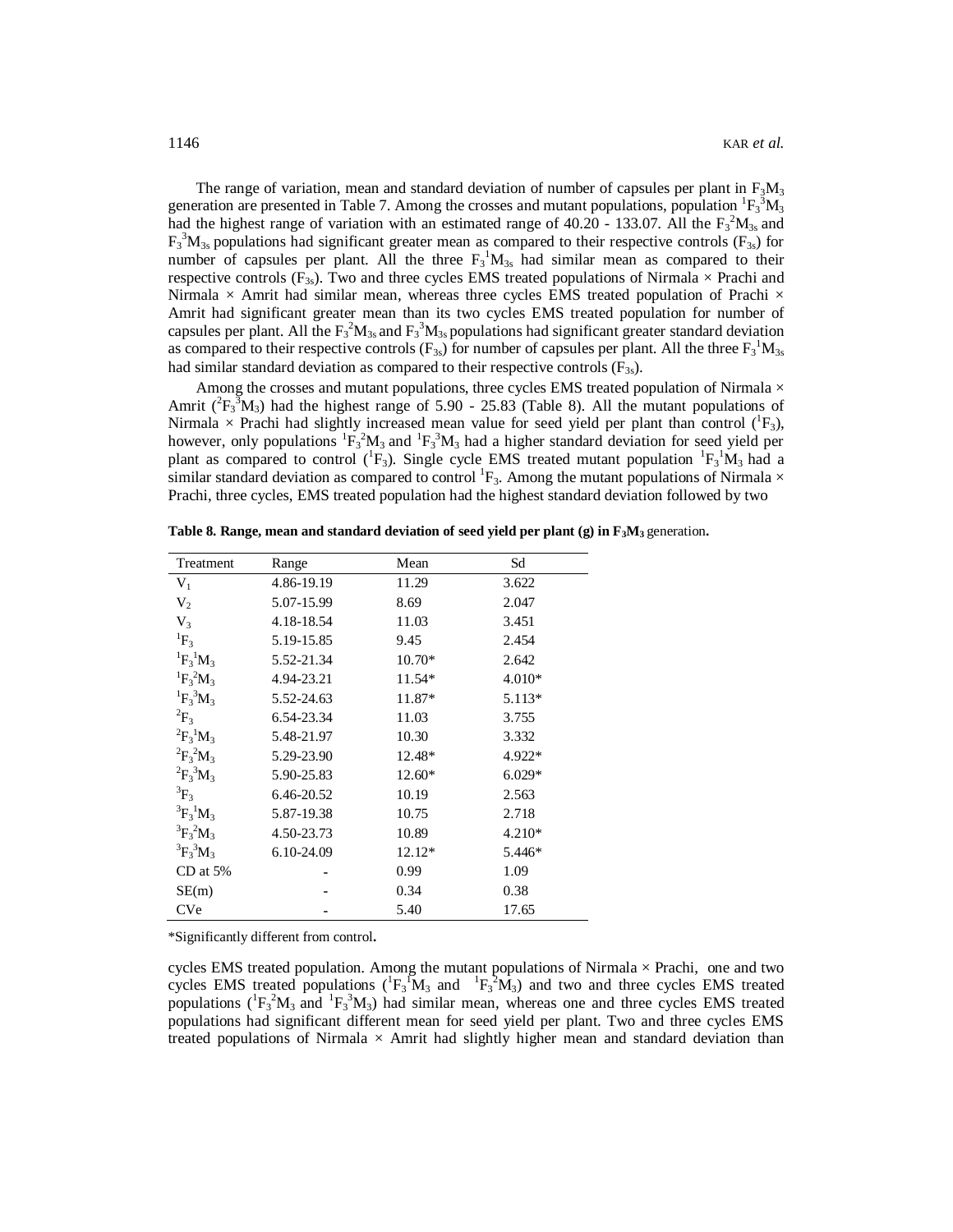The range of variation, mean and standard deviation of number of capsules per plant in $F_3M_3$ generation are presented in Table 7. Among the crosses and mutant populations, population ${}^1F_3{}^3M_3$ had the highest range of variation with an estimated range of 40.20 - 133.07. All the $F_3{}^2M_{3s}$ and $F_3{}^3M_{3s}$ populations had significant greater mean as compared to their respective controls ($F_{3s}$) for number of capsules per plant. All the three $F_3{}^1M_{3s}$ had similar mean as compared to their respective controls ($F_{3s}$). Two and three cycles EMS treated populations of Nirmala × Prachi and Nirmala × Amrit had similar mean, whereas three cycles EMS treated population of Prachi × Amrit had significant greater mean than its two cycles EMS treated population for number of capsules per plant. All the $F_3{}^2M_{3s}$ and $F_3{}^3M_{3s}$ populations had significant greater standard deviation as compared to their respective controls ($F_{3s}$) for number of capsules per plant. All the three $F_3{}^1M_{3s}$ had similar standard deviation as compared to their respective controls ($F_{3s}$).

Among the crosses and mutant populations, three cycles EMS treated population of Nirmala × Amrit (${}^2F_3{}^3M_3$) had the highest range of 5.90 - 25.83 (Table 8). All the mutant populations of Nirmala × Prachi had slightly increased mean value for seed yield per plant than control (${}^1F_3$), however, only populations ${}^1F_3{}^2M_3$ and ${}^1F_3{}^3M_3$ had a higher standard deviation for seed yield per plant as compared to control (${}^1F_3$). Single cycle EMS treated mutant population ${}^1F_3{}^1M_3$ had a similar standard deviation as compared to control ${}^1F_3$. Among the mutant populations of Nirmala × Prachi, three cycles, EMS treated population had the highest standard deviation followed by two

**Table 8. Range, mean and standard deviation of seed yield per plant (g) in $F_3M_3$ generation.**

| Treatment | Range | Mean | Sd |
|---|---|---|---|
| $V_1$ | 4.86-19.19 | 11.29 | 3.622 |
| $V_2$ | 5.07-15.99 | 8.69 | 2.047 |
| $V_3$ | 4.18-18.54 | 11.03 | 3.451 |
| ${}^1F_3$ | 5.19-15.85 | 9.45 | 2.454 |
| ${}^1F_3{}^1M_3$ | 5.52-21.34 | 10.70* | 2.642 |
| ${}^1F_3{}^2M_3$ | 4.94-23.21 | 11.54* | 4.010* |
| ${}^1F_3{}^3M_3$ | 5.52-24.63 | 11.87* | 5.113* |
| ${}^2F_3$ | 6.54-23.34 | 11.03 | 3.755 |
| ${}^2F_3{}^1M_3$ | 5.48-21.97 | 10.30 | 3.332 |
| ${}^2F_3{}^2M_3$ | 5.29-23.90 | 12.48* | 4.922* |
| ${}^2F_3{}^3M_3$ | 5.90-25.83 | 12.60* | 6.029* |
| ${}^3F_3$ | 6.46-20.52 | 10.19 | 2.563 |
| ${}^3F_3{}^1M_3$ | 5.87-19.38 | 10.75 | 2.718 |
| ${}^3F_3{}^2M_3$ | 4.50-23.73 | 10.89 | 4.210* |
| ${}^3F_3{}^3M_3$ | 6.10-24.09 | 12.12* | 5.446* |
| CD at 5% | - | 0.99 | 1.09 |
| SE(m) | - | 0.34 | 0.38 |
| CVe | - | 5.40 | 17.65 |

*Significantly different from control.

cycles EMS treated population. Among the mutant populations of Nirmala × Prachi, one and two cycles EMS treated populations (${}^1F_3{}^1M_3$ and ${}^1F_3{}^2M_3$) and two and three cycles EMS treated populations (${}^1F_3{}^2M_3$ and ${}^1F_3{}^3M_3$) had similar mean, whereas one and three cycles EMS treated populations had significant different mean for seed yield per plant. Two and three cycles EMS treated populations of Nirmala × Amrit had slightly higher mean and standard deviation than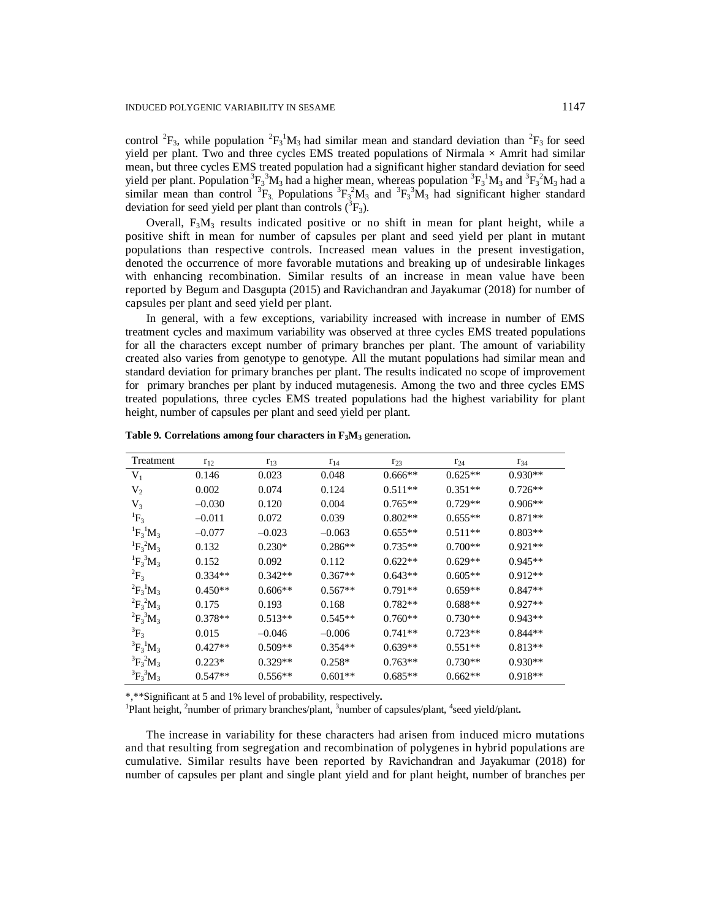control $^2F_3$, while population $^2F_3{}^1M_3$ had similar mean and standard deviation than $^2F_3$ for seed yield per plant. Two and three cycles EMS treated populations of Nirmala × Amrit had similar mean, but three cycles EMS treated population had a significant higher standard deviation for seed yield per plant. Population $^3F_3{}^3M_3$ had a higher mean, whereas population $^3F_3{}^1M_3$ and $^3F_3{}^2M_3$ had a similar mean than control $^3F_3$. Populations $^3F_3{}^2M_3$ and $^3F_3{}^3M_3$ had significant higher standard deviation for seed yield per plant than controls ($^3F_3$).

Overall, $F_3M_3$ results indicated positive or no shift in mean for plant height, while a positive shift in mean for number of capsules per plant and seed yield per plant in mutant populations than respective controls. Increased mean values in the present investigation, denoted the occurrence of more favorable mutations and breaking up of undesirable linkages with enhancing recombination. Similar results of an increase in mean value have been reported by Begum and Dasgupta (2015) and Ravichandran and Jayakumar (2018) for number of capsules per plant and seed yield per plant.

In general, with a few exceptions, variability increased with increase in number of EMS treatment cycles and maximum variability was observed at three cycles EMS treated populations for all the characters except number of primary branches per plant. The amount of variability created also varies from genotype to genotype. All the mutant populations had similar mean and standard deviation for primary branches per plant. The results indicated no scope of improvement for primary branches per plant by induced mutagenesis. Among the two and three cycles EMS treated populations, three cycles EMS treated populations had the highest variability for plant height, number of capsules per plant and seed yield per plant.

**Table 9. Correlations among four characters in $F_3M_3$ generation.**

| Treatment | $r_{12}$ | $r_{13}$ | $r_{14}$ | $r_{23}$ | $r_{24}$ | $r_{34}$ |
|---|---|---|---|---|---|---|
| $V_1$ | 0.146 | 0.023 | 0.048 | 0.666** | 0.625** | 0.930** |
| $V_2$ | 0.002 | 0.074 | 0.124 | 0.511** | 0.351** | 0.726** |
| $V_3$ | –0.030 | 0.120 | 0.004 | 0.765** | 0.729** | 0.906** |
| $^1F_3$ | –0.011 | 0.072 | 0.039 | 0.802** | 0.655** | 0.871** |
| $^1F_3{}^1M_3$ | –0.077 | –0.023 | –0.063 | 0.655** | 0.511** | 0.803** |
| $^1F_3{}^2M_3$ | 0.132 | 0.230* | 0.286** | 0.735** | 0.700** | 0.921** |
| $^1F_3{}^3M_3$ | 0.152 | 0.092 | 0.112 | 0.622** | 0.629** | 0.945** |
| $^2F_3$ | 0.334** | 0.342** | 0.367** | 0.643** | 0.605** | 0.912** |
| $^2F_3{}^1M_3$ | 0.450** | 0.606** | 0.567** | 0.791** | 0.659** | 0.847** |
| $^2F_3{}^2M_3$ | 0.175 | 0.193 | 0.168 | 0.782** | 0.688** | 0.927** |
| $^2F_3{}^3M_3$ | 0.378** | 0.513** | 0.545** | 0.760** | 0.730** | 0.943** |
| $^3F_3$ | 0.015 | –0.046 | –0.006 | 0.741** | 0.723** | 0.844** |
| $^3F_3{}^1M_3$ | 0.427** | 0.509** | 0.354** | 0.639** | 0.551** | 0.813** |
| $^3F_3{}^2M_3$ | 0.223* | 0.329** | 0.258* | 0.763** | 0.730** | 0.930** |
| $^3F_3{}^3M_3$ | 0.547** | 0.556** | 0.601** | 0.685** | 0.662** | 0.918** |

*,**Significant at 5 and 1% level of probability, respectively.

[1]Plant height, [2]number of primary branches/plant, [3]number of capsules/plant, [4]seed yield/plant.

The increase in variability for these characters had arisen from induced micro mutations and that resulting from segregation and recombination of polygenes in hybrid populations are cumulative. Similar results have been reported by Ravichandran and Jayakumar (2018) for number of capsules per plant and single plant yield and for plant height, number of branches per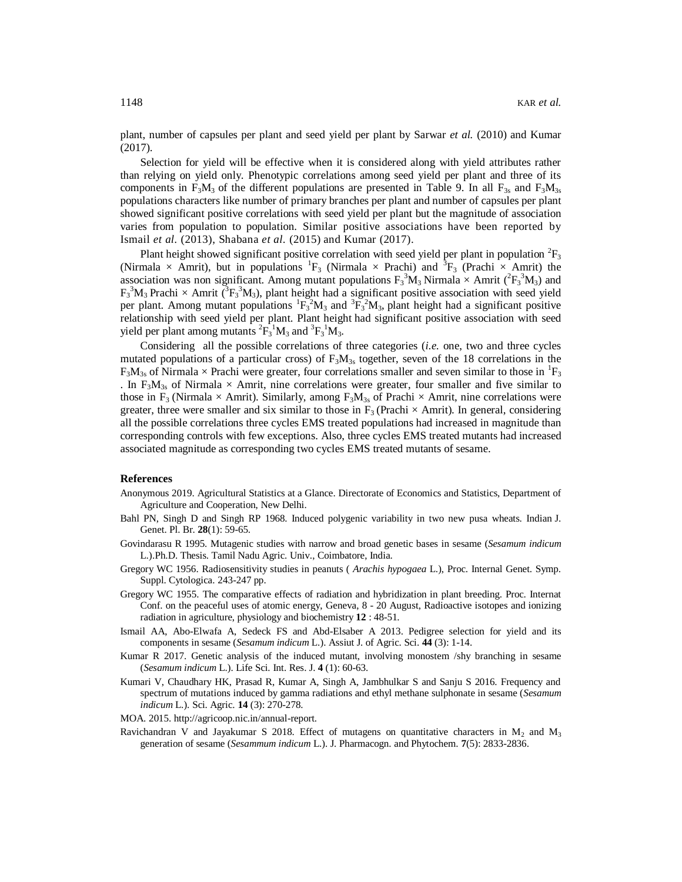plant, number of capsules per plant and seed yield per plant by Sarwar *et al.* (2010) and Kumar (2017).

Selection for yield will be effective when it is considered along with yield attributes rather than relying on yield only. Phenotypic correlations among seed yield per plant and three of its components in $F_3M_3$ of the different populations are presented in Table 9. In all $F_{3s}$ and $F_3M_{3s}$ populations characters like number of primary branches per plant and number of capsules per plant showed significant positive correlations with seed yield per plant but the magnitude of association varies from population to population. Similar positive associations have been reported by Ismail *et al.* (2013), Shabana *et al.* (2015) and Kumar (2017).

Plant height showed significant positive correlation with seed yield per plant in population $^2F_3$ (Nirmala × Amrit), but in populations $^1F_3$ (Nirmala × Prachi) and $^3F_3$ (Prachi × Amrit) the association was non significant. Among mutant populations $F_3{}^3M_3$ Nirmala × Amrit ($^2F_3{}^3M_3$) and $F_3{}^3M_3$ Prachi × Amrit ($^3F_3{}^3M_3$), plant height had a significant positive association with seed yield per plant. Among mutant populations $^1F_3{}^2M_3$ and $^3F_3{}^2M_3$, plant height had a significant positive relationship with seed yield per plant. Plant height had significant positive association with seed yield per plant among mutants $^2F_3{}^1M_3$ and $^3F_3{}^1M_3$.

Considering all the possible correlations of three categories (*i.e.* one, two and three cycles mutated populations of a particular cross) of $F_3M_{3s}$ together, seven of the 18 correlations in the $F_3M_{3s}$ of Nirmala × Prachi were greater, four correlations smaller and seven similar to those in $^1F_3$ . In $F_3M_{3s}$ of Nirmala × Amrit, nine correlations were greater, four smaller and five similar to those in $F_3$ (Nirmala × Amrit). Similarly, among $F_3M_{3s}$ of Prachi × Amrit, nine correlations were greater, three were smaller and six similar to those in $F_3$ (Prachi × Amrit). In general, considering all the possible correlations three cycles EMS treated populations had increased in magnitude than corresponding controls with few exceptions. Also, three cycles EMS treated mutants had increased associated magnitude as corresponding two cycles EMS treated mutants of sesame.

## References

Anonymous 2019. Agricultural Statistics at a Glance. Directorate of Economics and Statistics, Department of Agriculture and Cooperation, New Delhi.

Bahl PN, Singh D and Singh RP 1968. Induced polygenic variability in two new pusa wheats. Indian J. Genet. Pl. Br. **28**(1): 59-65.

Govindarasu R 1995. Mutagenic studies with narrow and broad genetic bases in sesame (*Sesamum indicum* L.).Ph.D. Thesis. Tamil Nadu Agric. Univ., Coimbatore, India.

Gregory WC 1956. Radiosensitivity studies in peanuts ( *Arachis hypogaea* L.), Proc. Internal Genet. Symp. Suppl. Cytologica. 243-247 pp.

Gregory WC 1955. The comparative effects of radiation and hybridization in plant breeding. Proc. Internat Conf. on the peaceful uses of atomic energy, Geneva, 8 - 20 August, Radioactive isotopes and ionizing radiation in agriculture, physiology and biochemistry **12** : 48-51.

Ismail AA, Abo-Elwafa A, Sedeck FS and Abd-Elsaber A 2013. Pedigree selection for yield and its components in sesame (*Sesamum indicum* L.). Assiut J. of Agric. Sci. **44** (3): 1-14.

Kumar R 2017. Genetic analysis of the induced mutant, involving monostem /shy branching in sesame (*Sesamum indicum* L.). Life Sci. Int. Res. J. **4** (1): 60-63.

Kumari V, Chaudhary HK, Prasad R, Kumar A, Singh A, Jambhulkar S and Sanju S 2016. Frequency and spectrum of mutations induced by gamma radiations and ethyl methane sulphonate in sesame (*Sesamum indicum* L.). Sci. Agric. **14** (3): 270-278.

MOA. 2015. http://agricoop.nic.in/annual-report.

Ravichandran V and Jayakumar S 2018. Effect of mutagens on quantitative characters in $M_2$ and $M_3$ generation of sesame (*Sesammum indicum* L.). J. Pharmacogn. and Phytochem. **7**(5): 2833-2836.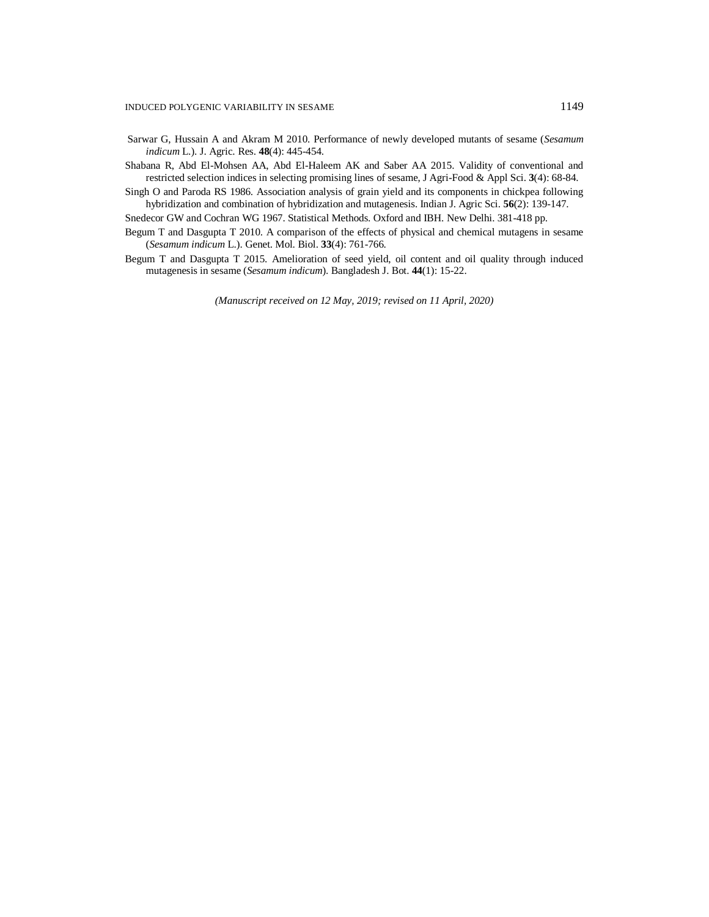Sarwar G, Hussain A and Akram M 2010. Performance of newly developed mutants of sesame (*Sesamum indicum* L.). J. Agric. Res. **48**(4): 445-454.

Shabana R, Abd El-Mohsen AA, Abd El-Haleem AK and Saber AA 2015. Validity of conventional and restricted selection indices in selecting promising lines of sesame, J Agri-Food & Appl Sci. **3**(4): 68-84.

Singh O and Paroda RS 1986. Association analysis of grain yield and its components in chickpea following hybridization and combination of hybridization and mutagenesis. Indian J. Agric Sci. **56**(2): 139-147.

Snedecor GW and Cochran WG 1967. Statistical Methods. Oxford and IBH. New Delhi. 381-418 pp.

Begum T and Dasgupta T 2010. A comparison of the effects of physical and chemical mutagens in sesame (*Sesamum indicum* L.). Genet. Mol. Biol. **33**(4): 761-766.

Begum T and Dasgupta T 2015. Amelioration of seed yield, oil content and oil quality through induced mutagenesis in sesame (*Sesamum indicum*). Bangladesh J. Bot. **44**(1): 15-22.

*(Manuscript received on 12 May, 2019; revised on 11 April, 2020)*